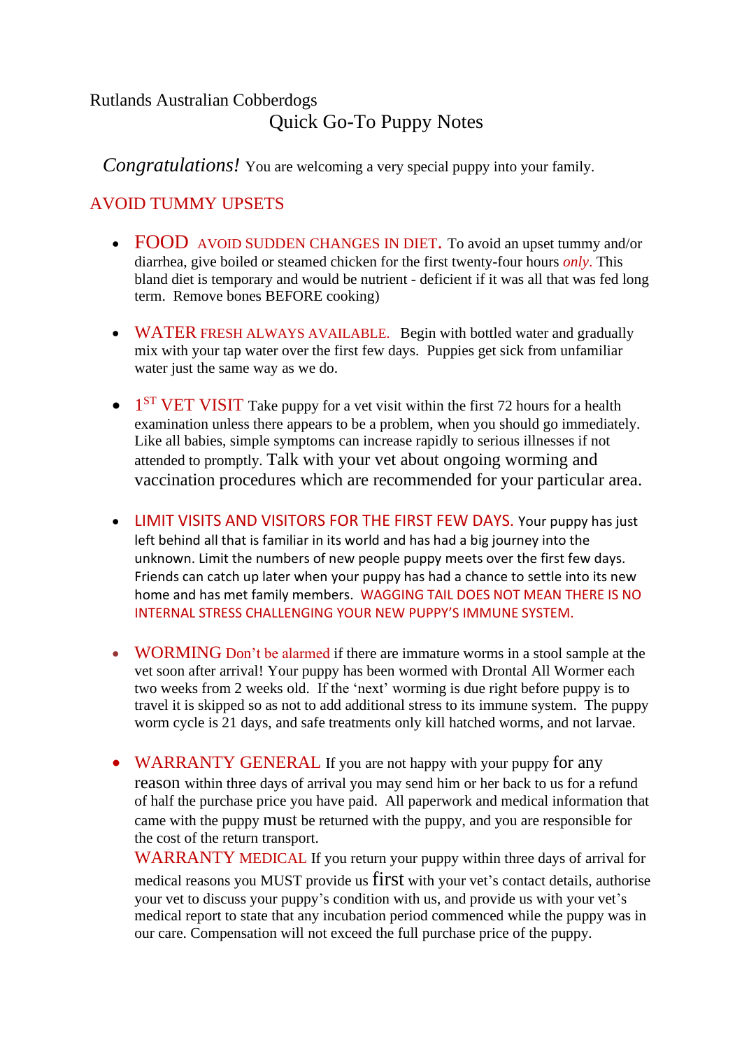Rutlands Australian Cobberdogs

# Quick Go-To Puppy Notes

*Congratulations!* You are welcoming a very special puppy into your family.

## AVOID TUMMY UPSETS

- **FOOD** AVOID SUDDEN CHANGES IN DIET. To avoid an upset tummy and/or diarrhea, give boiled or steamed chicken for the first twenty-four hours *only*. This bland diet is temporary and would be nutrient - deficient if it was all that was fed long term. Remove bones BEFORE cooking)

- **WATER** FRESH ALWAYS AVAILABLE. Begin with bottled water and gradually mix with your tap water over the first few days. Puppies get sick from unfamiliar water just the same way as we do.

- **1ST VET VISIT** Take puppy for a vet visit within the first 72 hours for a health examination unless there appears to be a problem, when you should go immediately. Like all babies, simple symptoms can increase rapidly to serious illnesses if not attended to promptly. Talk with your vet about ongoing worming and vaccination procedures which are recommended for your particular area.

- **LIMIT VISITS AND VISITORS FOR THE FIRST FEW DAYS.** Your puppy has just left behind all that is familiar in its world and has had a big journey into the unknown. Limit the numbers of new people puppy meets over the first few days. Friends can catch up later when your puppy has had a chance to settle into its new home and has met family members. WAGGING TAIL DOES NOT MEAN THERE IS NO INTERNAL STRESS CHALLENGING YOUR NEW PUPPY'S IMMUNE SYSTEM.

- **WORMING** Don't be alarmed if there are immature worms in a stool sample at the vet soon after arrival! Your puppy has been wormed with Drontal All Wormer each two weeks from 2 weeks old. If the 'next' worming is due right before puppy is to travel it is skipped so as not to add additional stress to its immune system. The puppy worm cycle is 21 days, and safe treatments only kill hatched worms, and not larvae.

- **WARRANTY GENERAL** If you are not happy with your puppy for any reason within three days of arrival you may send him or her back to us for a refund of half the purchase price you have paid. All paperwork and medical information that came with the puppy must be returned with the puppy, and you are responsible for the cost of the return transport.

  **WARRANTY MEDICAL** If you return your puppy within three days of arrival for medical reasons you MUST provide us first with your vet's contact details, authorise your vet to discuss your puppy's condition with us, and provide us with your vet's medical report to state that any incubation period commenced while the puppy was in our care. Compensation will not exceed the full purchase price of the puppy.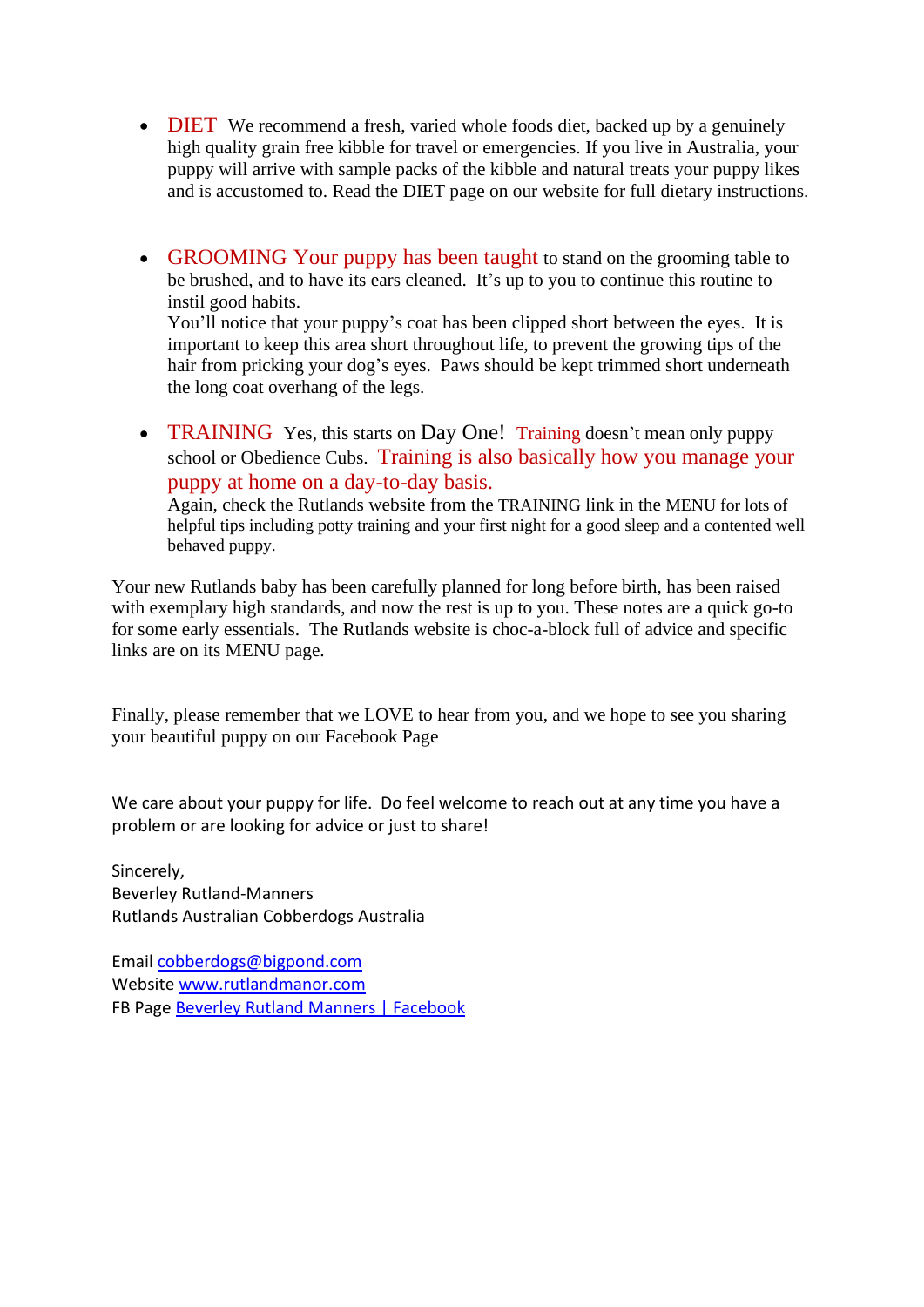- DIET We recommend a fresh, varied whole foods diet, backed up by a genuinely high quality grain free kibble for travel or emergencies. If you live in Australia, your puppy will arrive with sample packs of the kibble and natural treats your puppy likes and is accustomed to. Read the DIET page on our website for full dietary instructions.

- GROOMING Your puppy has been taught to stand on the grooming table to be brushed, and to have its ears cleaned. It's up to you to continue this routine to instil good habits.
  You'll notice that your puppy's coat has been clipped short between the eyes. It is important to keep this area short throughout life, to prevent the growing tips of the hair from pricking your dog's eyes. Paws should be kept trimmed short underneath the long coat overhang of the legs.

- TRAINING Yes, this starts on Day One! Training doesn't mean only puppy school or Obedience Cubs. Training is also basically how you manage your puppy at home on a day-to-day basis.
  Again, check the Rutlands website from the TRAINING link in the MENU for lots of helpful tips including potty training and your first night for a good sleep and a contented well behaved puppy.

Your new Rutlands baby has been carefully planned for long before birth, has been raised with exemplary high standards, and now the rest is up to you. These notes are a quick go-to for some early essentials. The Rutlands website is choc-a-block full of advice and specific links are on its MENU page.

Finally, please remember that we LOVE to hear from you, and we hope to see you sharing your beautiful puppy on our Facebook Page

We care about your puppy for life. Do feel welcome to reach out at any time you have a problem or are looking for advice or just to share!

Sincerely,
Beverley Rutland-Manners
Rutlands Australian Cobberdogs Australia

Email cobberdogs@bigpond.com
Website www.rutlandmanor.com
FB Page Beverley Rutland Manners | Facebook